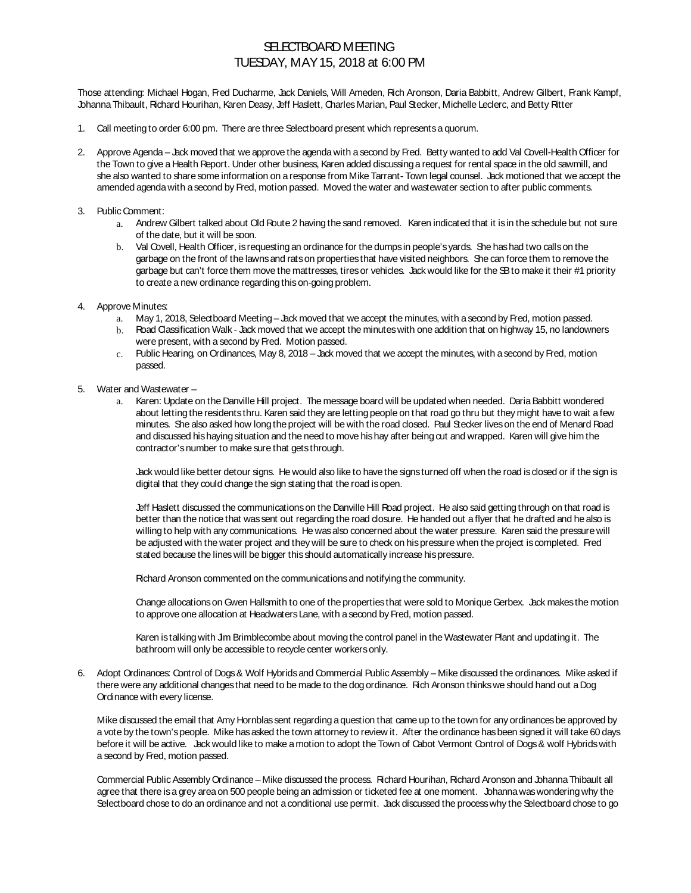# SELECTBOARD MEETING
## TUESDAY, MAY 15, 2018 at 6:00 PM

Those attending: Michael Hogan, Fred Ducharme, Jack Daniels, Will Ameden, Rich Aronson, Daria Babbitt, Andrew Gilbert, Frank Kampf, Johanna Thibault, Richard Hourihan, Karen Deasy, Jeff Haslett, Charles Marian, Paul Stecker, Michelle Leclerc, and Betty Ritter

1. Call meeting to order 6:00 pm. There are three Selectboard present which represents a quorum.

2. Approve Agenda – Jack moved that we approve the agenda with a second by Fred. Betty wanted to add Val Covell-Health Officer for the Town to give a Health Report. Under other business, Karen added discussing a request for rental space in the old sawmill, and she also wanted to share some information on a response from Mike Tarrant- Town legal counsel. Jack motioned that we accept the amended agenda with a second by Fred, motion passed. Moved the water and wastewater section to after public comments.

3. Public Comment:
   a. Andrew Gilbert talked about Old Route 2 having the sand removed. Karen indicated that it is in the schedule but not sure of the date, but it will be soon.
   b. Val Covell, Health Officer, is requesting an ordinance for the dumps in people's yards. She has had two calls on the garbage on the front of the lawns and rats on properties that have visited neighbors. She can force them to remove the garbage but can't force them move the mattresses, tires or vehicles. Jack would like for the SB to make it their #1 priority to create a new ordinance regarding this on-going problem.

4. Approve Minutes:
   a. May 1, 2018, Selectboard Meeting – Jack moved that we accept the minutes, with a second by Fred, motion passed.
   b. Road Classification Walk - Jack moved that we accept the minutes with one addition that on highway 15, no landowners were present, with a second by Fred. Motion passed.
   c. Public Hearing, on Ordinances, May 8, 2018 – Jack moved that we accept the minutes, with a second by Fred, motion passed.

5. Water and Wastewater –
   a. Karen: Update on the Danville Hill project. The message board will be updated when needed. Daria Babbitt wondered about letting the residents thru. Karen said they are letting people on that road go thru but they might have to wait a few minutes. She also asked how long the project will be with the road closed. Paul Stecker lives on the end of Menard Road and discussed his haying situation and the need to move his hay after being cut and wrapped. Karen will give him the contractor's number to make sure that gets through.

      Jack would like better detour signs. He would also like to have the signs turned off when the road is closed or if the sign is digital that they could change the sign stating that the road is open.

      Jeff Haslett discussed the communications on the Danville Hill Road project. He also said getting through on that road is better than the notice that was sent out regarding the road closure. He handed out a flyer that he drafted and he also is willing to help with any communications. He was also concerned about the water pressure. Karen said the pressure will be adjusted with the water project and they will be sure to check on his pressure when the project is completed. Fred stated because the lines will be bigger this should automatically increase his pressure.

      Richard Aronson commented on the communications and notifying the community.

      Change allocations on Gwen Hallsmith to one of the properties that were sold to Monique Gerbex. Jack makes the motion to approve one allocation at Headwaters Lane, with a second by Fred, motion passed.

      Karen is talking with Jim Brimblecombe about moving the control panel in the Wastewater Plant and updating it. The bathroom will only be accessible to recycle center workers only.

6. Adopt Ordinances: Control of Dogs & Wolf Hybrids and Commercial Public Assembly – Mike discussed the ordinances. Mike asked if there were any additional changes that need to be made to the dog ordinance. Rich Aronson thinks we should hand out a Dog Ordinance with every license.

   Mike discussed the email that Amy Hornblas sent regarding a question that came up to the town for any ordinances be approved by a vote by the town's people. Mike has asked the town attorney to review it. After the ordinance has been signed it will take 60 days before it will be active. Jack would like to make a motion to adopt the Town of Cabot Vermont Control of Dogs & wolf Hybrids with a second by Fred, motion passed.

   Commercial Public Assembly Ordinance – Mike discussed the process. Richard Hourihan, Richard Aronson and Johanna Thibault all agree that there is a grey area on 500 people being an admission or ticketed fee at one moment. Johanna was wondering why the Selectboard chose to do an ordinance and not a conditional use permit. Jack discussed the process why the Selectboard chose to go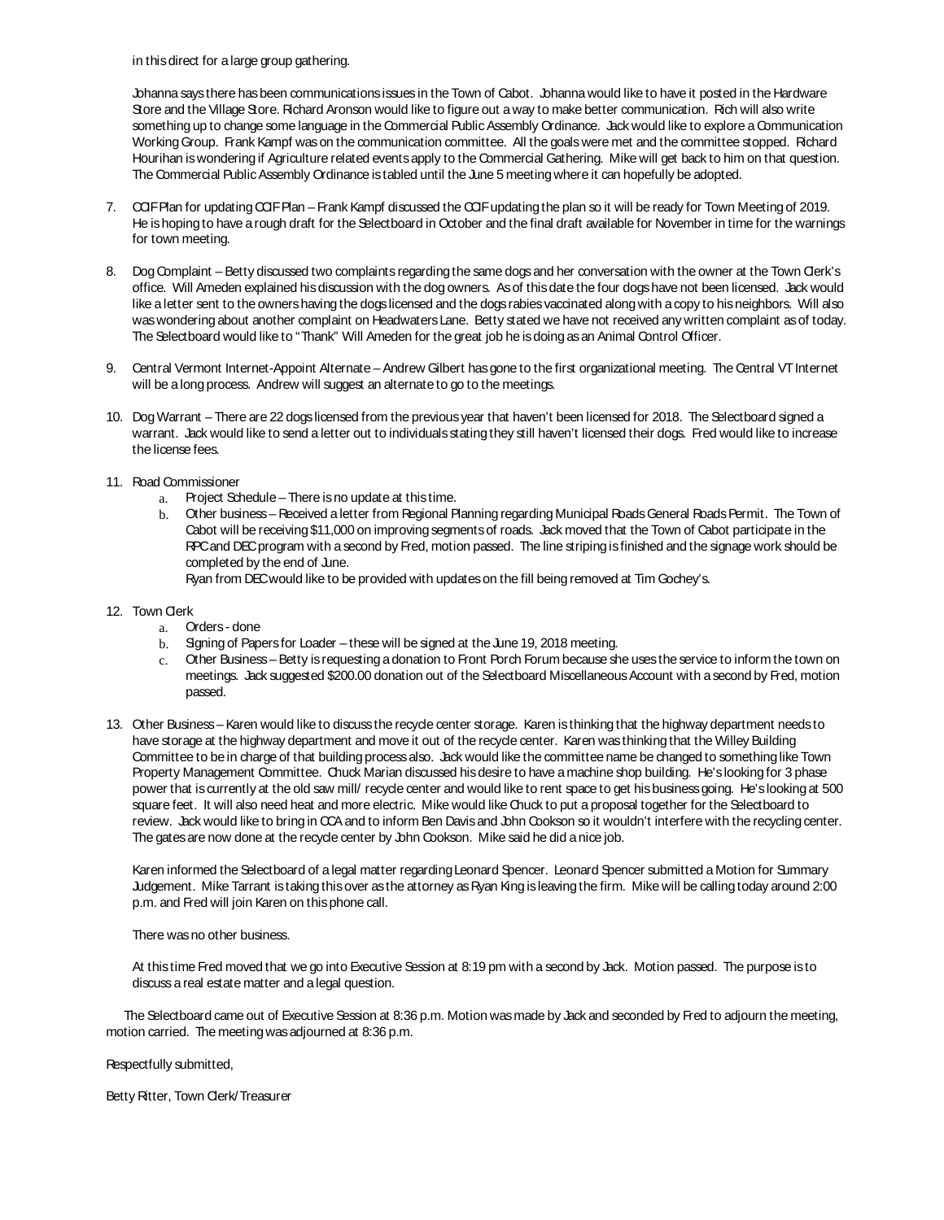in this direct for a large group gathering.

Johanna says there has been communications issues in the Town of Cabot. Johanna would like to have it posted in the Hardware Store and the Village Store. Richard Aronson would like to figure out a way to make better communication. Rich will also write something up to change some language in the Commercial Public Assembly Ordinance. Jack would like to explore a Communication Working Group. Frank Kampf was on the communication committee. All the goals were met and the committee stopped. Richard Hourihan is wondering if Agriculture related events apply to the Commercial Gathering. Mike will get back to him on that question. The Commercial Public Assembly Ordinance is tabled until the June 5 meeting where it can hopefully be adopted.

7. CCIF Plan for updating CCIF Plan – Frank Kampf discussed the CCIF updating the plan so it will be ready for Town Meeting of 2019. He is hoping to have a rough draft for the Selectboard in October and the final draft available for November in time for the warnings for town meeting.

8. Dog Complaint – Betty discussed two complaints regarding the same dogs and her conversation with the owner at the Town Clerk's office. Will Ameden explained his discussion with the dog owners. As of this date the four dogs have not been licensed. Jack would like a letter sent to the owners having the dogs licensed and the dogs rabies vaccinated along with a copy to his neighbors. Will also was wondering about another complaint on Headwaters Lane. Betty stated we have not received any written complaint as of today. The Selectboard would like to "Thank" Will Ameden for the great job he is doing as an Animal Control Officer.

9. Central Vermont Internet-Appoint Alternate – Andrew Gilbert has gone to the first organizational meeting. The Central VT Internet will be a long process. Andrew will suggest an alternate to go to the meetings.

10. Dog Warrant – There are 22 dogs licensed from the previous year that haven't been licensed for 2018. The Selectboard signed a warrant. Jack would like to send a letter out to individuals stating they still haven't licensed their dogs. Fred would like to increase the license fees.

11. Road Commissioner
    a. Project Schedule – There is no update at this time.
    b. Other business – Received a letter from Regional Planning regarding Municipal Roads General Roads Permit. The Town of Cabot will be receiving $11,000 on improving segments of roads. Jack moved that the Town of Cabot participate in the RPC and DEC program with a second by Fred, motion passed. The line striping is finished and the signage work should be completed by the end of June.
       Ryan from DEC would like to be provided with updates on the fill being removed at Tim Gochey's.

12. Town Clerk
    a. Orders - done
    b. Signing of Papers for Loader – these will be signed at the June 19, 2018 meeting.
    c. Other Business – Betty is requesting a donation to Front Porch Forum because she uses the service to inform the town on meetings. Jack suggested $200.00 donation out of the Selectboard Miscellaneous Account with a second by Fred, motion passed.

13. Other Business – Karen would like to discuss the recycle center storage. Karen is thinking that the highway department needs to have storage at the highway department and move it out of the recycle center. Karen was thinking that the Willey Building Committee to be in charge of that building process also. Jack would like the committee name be changed to something like Town Property Management Committee. Chuck Marian discussed his desire to have a machine shop building. He's looking for 3 phase power that is currently at the old saw mill/ recycle center and would like to rent space to get his business going. He's looking at 500 square feet. It will also need heat and more electric. Mike would like Chuck to put a proposal together for the Selectboard to review. Jack would like to bring in CCA and to inform Ben Davis and John Cookson so it wouldn't interfere with the recycling center. The gates are now done at the recycle center by John Cookson. Mike said he did a nice job.

    Karen informed the Selectboard of a legal matter regarding Leonard Spencer. Leonard Spencer submitted a Motion for Summary Judgement. Mike Tarrant is taking this over as the attorney as Ryan King is leaving the firm. Mike will be calling today around 2:00 p.m. and Fred will join Karen on this phone call.

    There was no other business.

    At this time Fred moved that we go into Executive Session at 8:19 pm with a second by Jack. Motion passed. The purpose is to discuss a real estate matter and a legal question.

The Selectboard came out of Executive Session at 8:36 p.m. Motion was made by Jack and seconded by Fred to adjourn the meeting, motion carried. The meeting was adjourned at 8:36 p.m.

Respectfully submitted,

Betty Ritter, Town Clerk/Treasurer